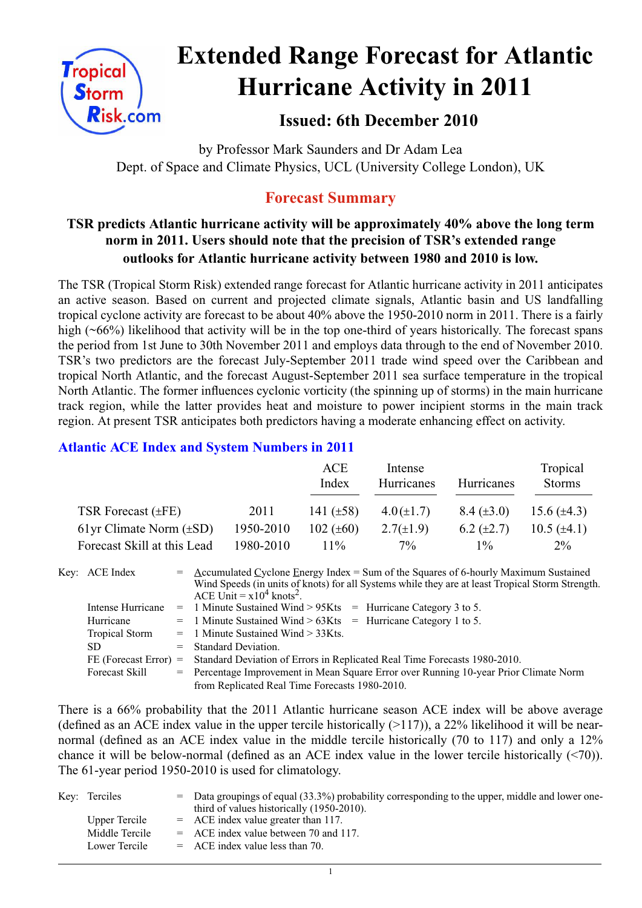# Extended Range Forecast for Atlantic Hurricane Activity in 2011

## Issued: 6th December 2010

by Professor Mark Saunders and Dr Adam Lea
Dept. of Space and Climate Physics, UCL (University College London), UK

## Forecast Summary

**TSR predicts Atlantic hurricane activity will be approximately 40% above the long term norm in 2011. Users should note that the precision of TSR's extended range outlooks for Atlantic hurricane activity between 1980 and 2010 is low.**

The TSR (Tropical Storm Risk) extended range forecast for Atlantic hurricane activity in 2011 anticipates an active season. Based on current and projected climate signals, Atlantic basin and US landfalling tropical cyclone activity are forecast to be about 40% above the 1950-2010 norm in 2011. There is a fairly high (~66%) likelihood that activity will be in the top one-third of years historically. The forecast spans the period from 1st June to 30th November 2011 and employs data through to the end of November 2010. TSR's two predictors are the forecast July-September 2011 trade wind speed over the Caribbean and tropical North Atlantic, and the forecast August-September 2011 sea surface temperature in the tropical North Atlantic. The former influences cyclonic vorticity (the spinning up of storms) in the main hurricane track region, while the latter provides heat and moisture to power incipient storms in the main track region. At present TSR anticipates both predictors having a moderate enhancing effect on activity.

### Atlantic ACE Index and System Numbers in 2011

| | | ACE Index | Intense Hurricanes | Hurricanes | Tropical Storms |
|---|---|---|---|---|---|
| TSR Forecast (±FE) | 2011 | 141 (±58) | 4.0(±1.7) | 8.4 (±3.0) | 15.6 (±4.3) |
| 61yr Climate Norm (±SD) | 1950-2010 | 102 (±60) | 2.7(±1.9) | 6.2 (±2.7) | 10.5 (±4.1) |
| Forecast Skill at this Lead | 1980-2010 | 11% | 7% | 1% | 2% |

Key:
- ACE Index = Accumulated Cyclone Energy Index = Sum of the Squares of 6-hourly Maximum Sustained Wind Speeds (in units of knots) for all Systems while they are at least Tropical Storm Strength. ACE Unit = $x10^4$ knots$^2$.
- Intense Hurricane = 1 Minute Sustained Wind > 95Kts = Hurricane Category 3 to 5.
- Hurricane = 1 Minute Sustained Wind > 63Kts = Hurricane Category 1 to 5.
- Tropical Storm = 1 Minute Sustained Wind > 33Kts.
- SD = Standard Deviation.
- FE (Forecast Error) = Standard Deviation of Errors in Replicated Real Time Forecasts 1980-2010.
- Forecast Skill = Percentage Improvement in Mean Square Error over Running 10-year Prior Climate Norm from Replicated Real Time Forecasts 1980-2010.

There is a 66% probability that the 2011 Atlantic hurricane season ACE index will be above average (defined as an ACE index value in the upper tercile historically (>117)), a 22% likelihood it will be near-normal (defined as an ACE index value in the middle tercile historically (70 to 117) and only a 12% chance it will be below-normal (defined as an ACE index value in the lower tercile historically (<70)). The 61-year period 1950-2010 is used for climatology.

Key:
- Terciles = Data groupings of equal (33.3%) probability corresponding to the upper, middle and lower one-third of values historically (1950-2010).
- Upper Tercile = ACE index value greater than 117.
- Middle Tercile = ACE index value between 70 and 117.
- Lower Tercile = ACE index value less than 70.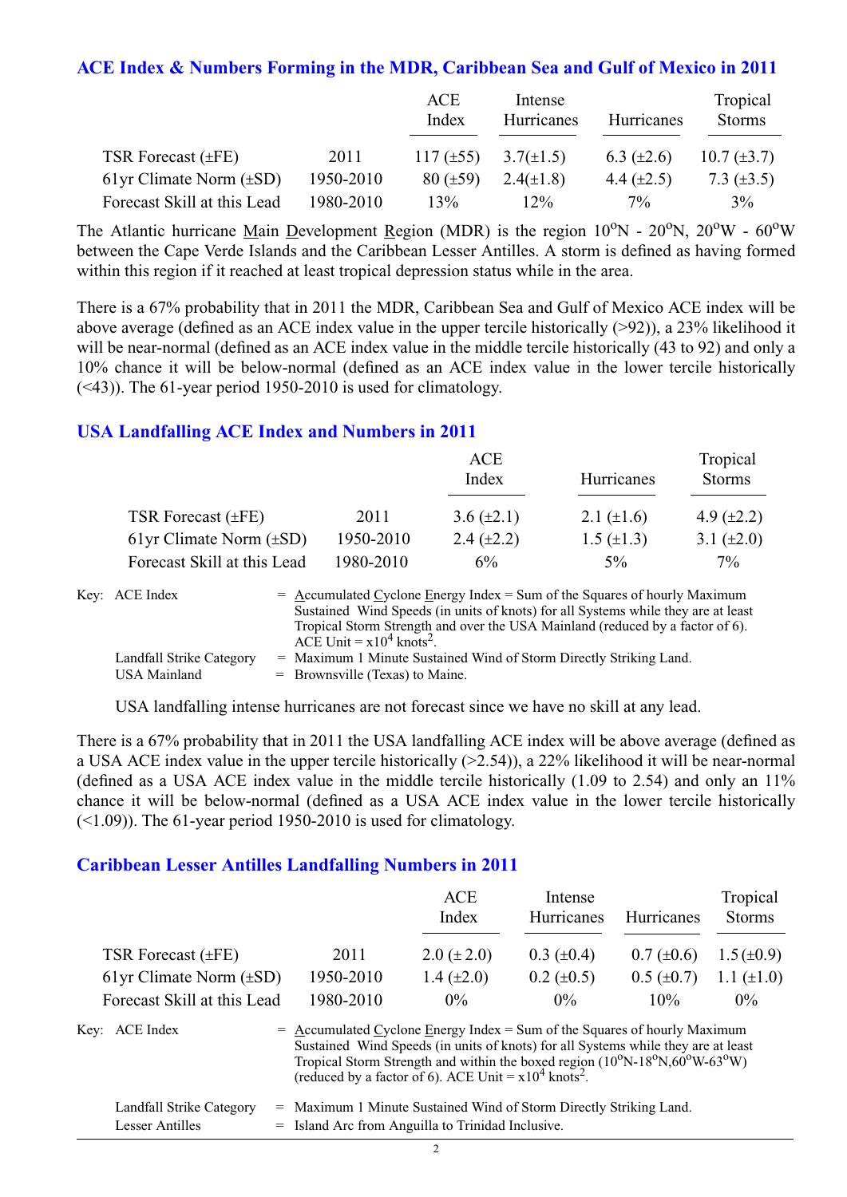## ACE Index & Numbers Forming in the MDR, Caribbean Sea and Gulf of Mexico in 2011

| | | ACE Index | Intense Hurricanes | Hurricanes | Tropical Storms |
|---|---|---|---|---|---|
| TSR Forecast (±FE) | 2011 | 117 (±55) | 3.7(±1.5) | 6.3 (±2.6) | 10.7 (±3.7) |
| 61yr Climate Norm (±SD) | 1950-2010 | 80 (±59) | 2.4(±1.8) | 4.4 (±2.5) | 7.3 (±3.5) |
| Forecast Skill at this Lead | 1980-2010 | 13% | 12% | 7% | 3% |

The Atlantic hurricane Main Development Region (MDR) is the region 10°N - 20°N, 20°W - 60°W between the Cape Verde Islands and the Caribbean Lesser Antilles. A storm is defined as having formed within this region if it reached at least tropical depression status while in the area.

There is a 67% probability that in 2011 the MDR, Caribbean Sea and Gulf of Mexico ACE index will be above average (defined as an ACE index value in the upper tercile historically (>92)), a 23% likelihood it will be near-normal (defined as an ACE index value in the middle tercile historically (43 to 92) and only a 10% chance it will be below-normal (defined as an ACE index value in the lower tercile historically (<43)). The 61-year period 1950-2010 is used for climatology.

## USA Landfalling ACE Index and Numbers in 2011

| | | ACE Index | Hurricanes | Tropical Storms |
|---|---|---|---|---|
| TSR Forecast (±FE) | 2011 | 3.6 (±2.1) | 2.1 (±1.6) | 4.9 (±2.2) |
| 61yr Climate Norm (±SD) | 1950-2010 | 2.4 (±2.2) | 1.5 (±1.3) | 3.1 (±2.0) |
| Forecast Skill at this Lead | 1980-2010 | 6% | 5% | 7% |

Key: ACE Index = Accumulated Cyclone Energy Index = Sum of the Squares of hourly Maximum Sustained Wind Speeds (in units of knots) for all Systems while they are at least Tropical Storm Strength and over the USA Mainland (reduced by a factor of 6). ACE Unit = $x10^4$ knots$^2$.

Landfall Strike Category = Maximum 1 Minute Sustained Wind of Storm Directly Striking Land.

USA Mainland = Brownsville (Texas) to Maine.

USA landfalling intense hurricanes are not forecast since we have no skill at any lead.

There is a 67% probability that in 2011 the USA landfalling ACE index will be above average (defined as a USA ACE index value in the upper tercile historically (>2.54)), a 22% likelihood it will be near-normal (defined as a USA ACE index value in the middle tercile historically (1.09 to 2.54) and only an 11% chance it will be below-normal (defined as a USA ACE index value in the lower tercile historically (<1.09)). The 61-year period 1950-2010 is used for climatology.

## Caribbean Lesser Antilles Landfalling Numbers in 2011

| | | ACE Index | Intense Hurricanes | Hurricanes | Tropical Storms |
|---|---|---|---|---|---|
| TSR Forecast (±FE) | 2011 | 2.0 (± 2.0) | 0.3 (±0.4) | 0.7 (±0.6) | 1.5 (±0.9) |
| 61yr Climate Norm (±SD) | 1950-2010 | 1.4 (±2.0) | 0.2 (±0.5) | 0.5 (±0.7) | 1.1 (±1.0) |
| Forecast Skill at this Lead | 1980-2010 | 0% | 0% | 10% | 0% |

Key: ACE Index = Accumulated Cyclone Energy Index = Sum of the Squares of hourly Maximum Sustained Wind Speeds (in units of knots) for all Systems while they are at least Tropical Storm Strength and within the boxed region (10°N-18°N,60°W-63°W) (reduced by a factor of 6). ACE Unit = $x10^4$ knots$^2$.

Landfall Strike Category = Maximum 1 Minute Sustained Wind of Storm Directly Striking Land.

Lesser Antilles = Island Arc from Anguilla to Trinidad Inclusive.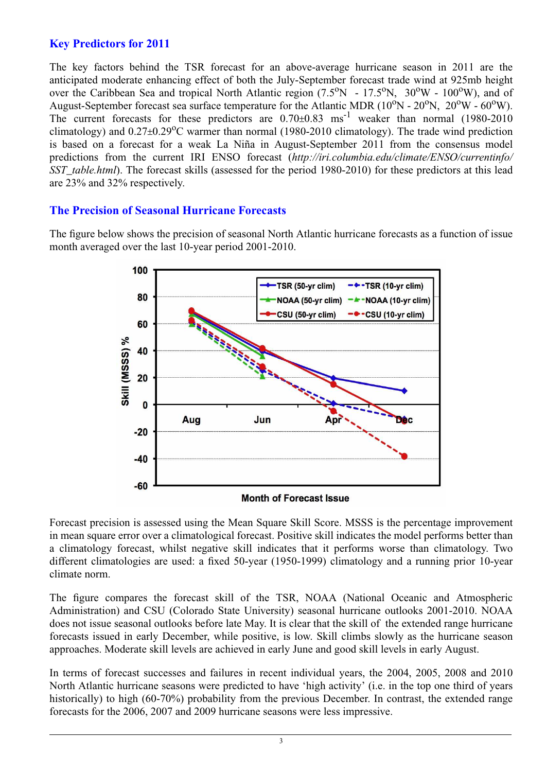## Key Predictors for 2011

The key factors behind the TSR forecast for an above-average hurricane season in 2011 are the anticipated moderate enhancing effect of both the July-September forecast trade wind at 925mb height over the Caribbean Sea and tropical North Atlantic region (7.5°N - 17.5°N, 30°W - 100°W), and of August-September forecast sea surface temperature for the Atlantic MDR (10°N - 20°N, 20°W - 60°W). The current forecasts for these predictors are $0.70\pm0.83$ ms$^{-1}$ weaker than normal (1980-2010 climatology) and $0.27\pm0.29$°C warmer than normal (1980-2010 climatology). The trade wind prediction is based on a forecast for a weak La Niña in August-September 2011 from the consensus model predictions from the current IRI ENSO forecast (*http://iri.columbia.edu/climate/ENSO/currentinfo/SST_table.html*). The forecast skills (assessed for the period 1980-2010) for these predictors at this lead are 23% and 32% respectively.

## The Precision of Seasonal Hurricane Forecasts

The figure below shows the precision of seasonal North Atlantic hurricane forecasts as a function of issue month averaged over the last 10-year period 2001-2010.

TSR (50-yr clim)
TSR (10-yr clim)
NOAA (50-yr clim)
NOAA (10-yr clim)
CSU (50-yr clim)
CSU (10-yr clim)

Skill (MSSS) %
100
80
60
40
20
0
-20
-40
-60

Aug
Jun
Apr
Dec

Month of Forecast Issue

Forecast precision is assessed using the Mean Square Skill Score. MSSS is the percentage improvement in mean square error over a climatological forecast. Positive skill indicates the model performs better than a climatology forecast, whilst negative skill indicates that it performs worse than climatology. Two different climatologies are used: a fixed 50-year (1950-1999) climatology and a running prior 10-year climate norm.

The figure compares the forecast skill of the TSR, NOAA (National Oceanic and Atmospheric Administration) and CSU (Colorado State University) seasonal hurricane outlooks 2001-2010. NOAA does not issue seasonal outlooks before late May. It is clear that the skill of the extended range hurricane forecasts issued in early December, while positive, is low. Skill climbs slowly as the hurricane season approaches. Moderate skill levels are achieved in early June and good skill levels in early August.

In terms of forecast successes and failures in recent individual years, the 2004, 2005, 2008 and 2010 North Atlantic hurricane seasons were predicted to have 'high activity' (i.e. in the top one third of years historically) to high (60-70%) probability from the previous December. In contrast, the extended range forecasts for the 2006, 2007 and 2009 hurricane seasons were less impressive.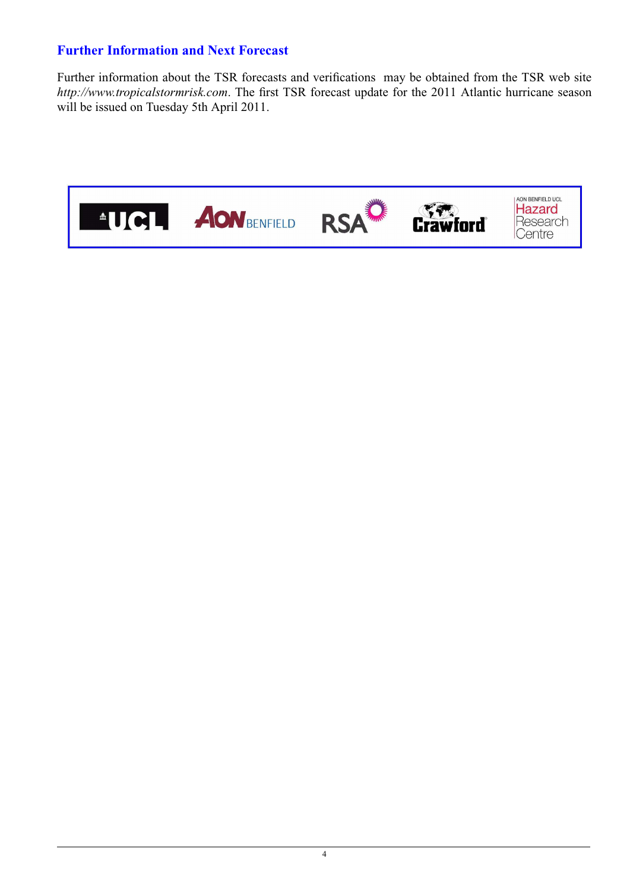## Further Information and Next Forecast

Further information about the TSR forecasts and verifications may be obtained from the TSR web site *http://www.tropicalstormrisk.com*. The first TSR forecast update for the 2011 Atlantic hurricane season will be issued on Tuesday 5th April 2011.